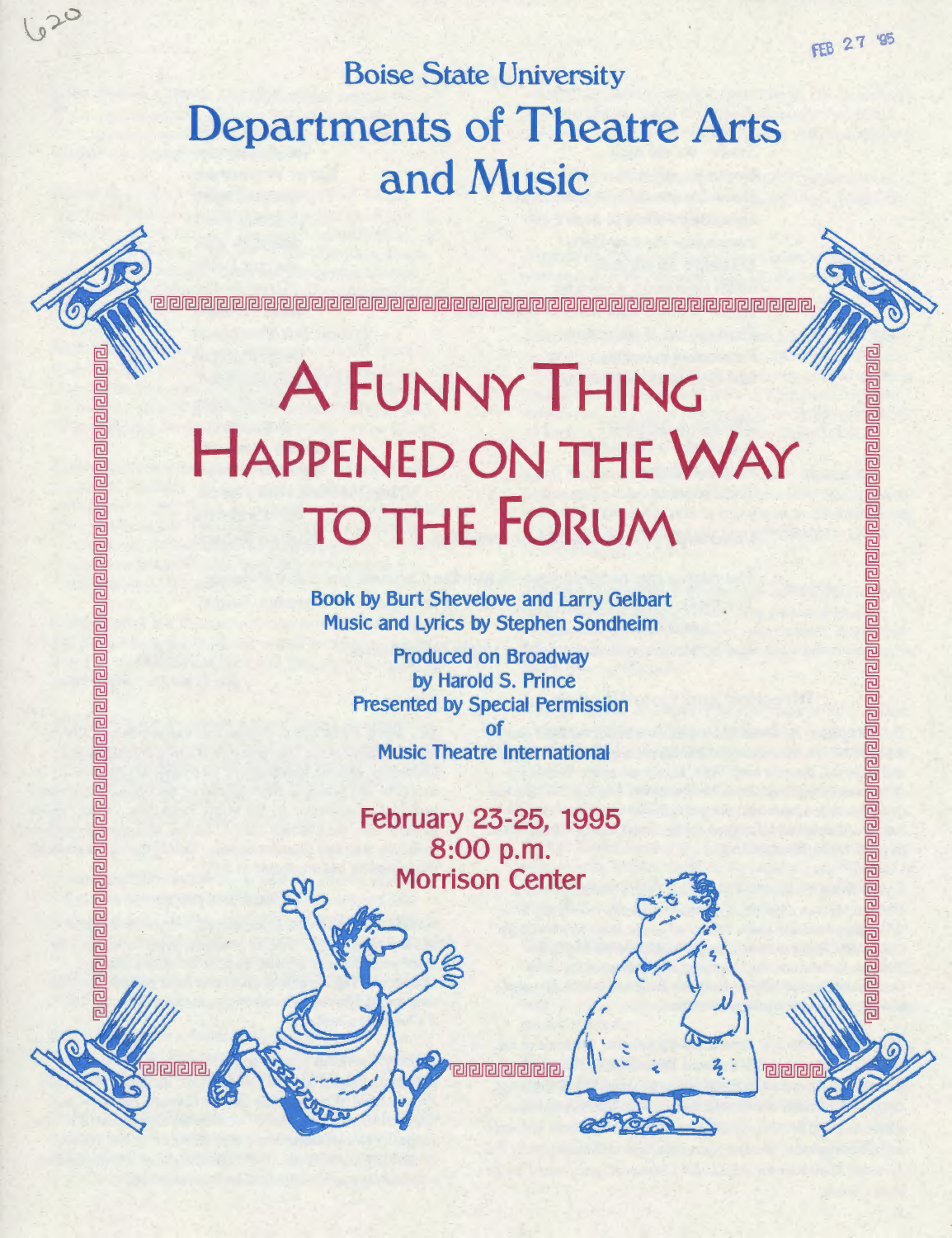620

FEB 27 '95

Boise State University

# Departments of Theatre Arts and Music

# A Funny Thing Happened on the Way to the Forum

Book by Burt Shevelove and Larry Gelbart
Music and Lyrics by Stephen Sondheim

Produced on Broadway
by Harold S. Prince
Presented by Special Permission
of
Music Theatre International

**February 23-25, 1995**
**8:00 p.m.**
**Morrison Center**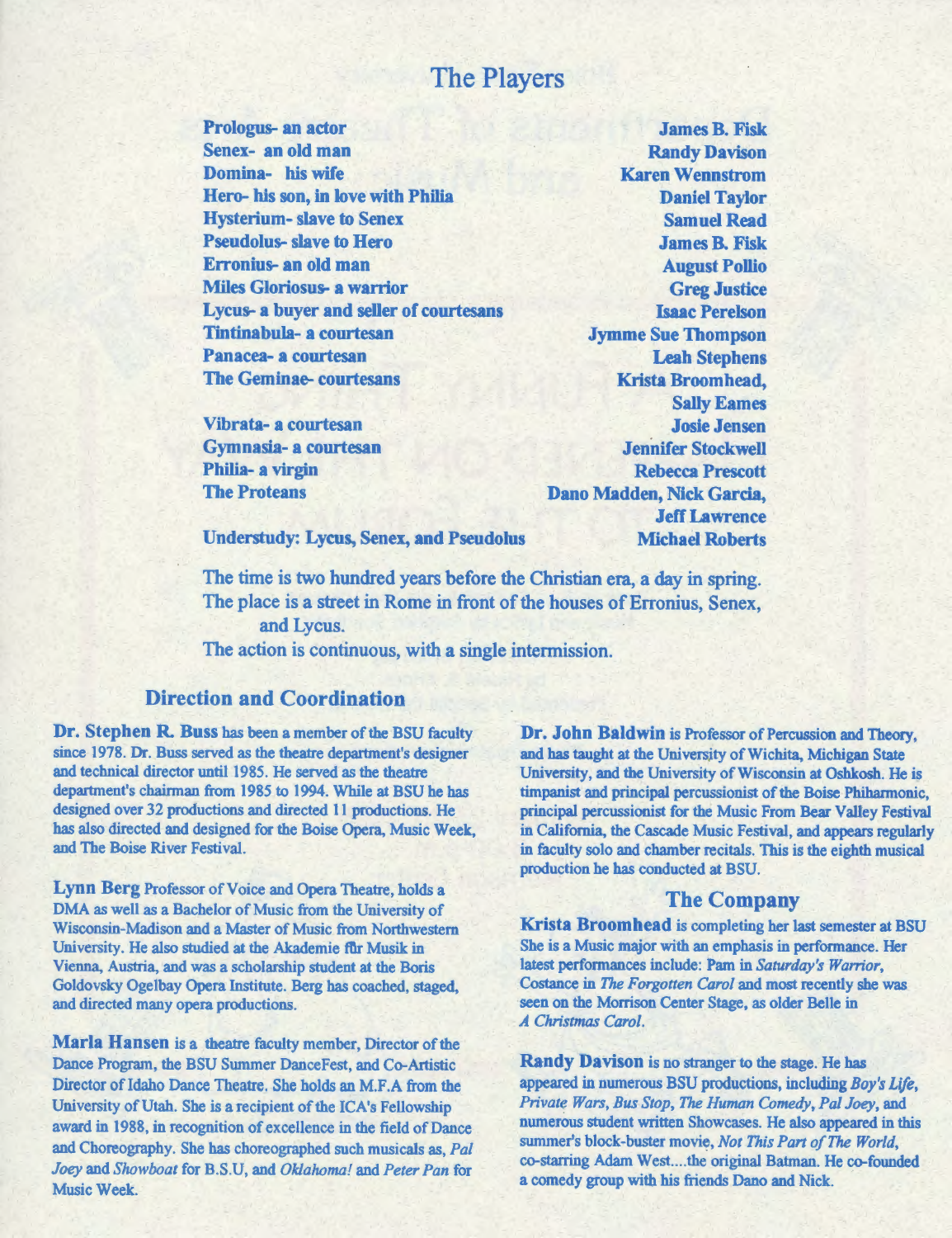# The Players

| Role | Player |
|---|---|
| **Prologus- an actor** | **James B. Fisk** |
| **Senex- an old man** | **Randy Davison** |
| **Domina- his wife** | **Karen Wennstrom** |
| **Hero- his son, in love with Philia** | **Daniel Taylor** |
| **Hysterium- slave to Senex** | **Samuel Read** |
| **Pseudolus- slave to Hero** | **James B. Fisk** |
| **Erronius- an old man** | **August Pollio** |
| **Miles Gloriosus- a warrior** | **Greg Justice** |
| **Lycus- a buyer and seller of courtesans** | **Isaac Perelson** |
| **Tintinabula- a courtesan** | **Jymme Sue Thompson** |
| **Panacea- a courtesan** | **Leah Stephens** |
| **The Geminae- courtesans** | **Krista Broomhead, Sally Eames** |
| **Vibrata- a courtesan** | **Josie Jensen** |
| **Gymnasia- a courtesan** | **Jennifer Stockwell** |
| **Philia- a virgin** | **Rebecca Prescott** |
| **The Proteans** | **Dano Madden, Nick Garcia, Jeff Lawrence** |
| **Understudy: Lycus, Senex, and Pseudolus** | **Michael Roberts** |

The time is two hundred years before the Christian era, a day in spring.
The place is a street in Rome in front of the houses of Erronius, Senex, and Lycus.
The action is continuous, with a single intermission.

## Direction and Coordination

**Dr. Stephen R. Buss** has been a member of the BSU faculty since 1978. Dr. Buss served as the theatre department's designer and technical director until 1985. He served as the theatre department's chairman from 1985 to 1994. While at BSU he has designed over 32 productions and directed 11 productions. He has also directed and designed for the Boise Opera, Music Week, and The Boise River Festival.

**Lynn Berg** Professor of Voice and Opera Theatre, holds a DMA as well as a Bachelor of Music from the University of Wisconsin-Madison and a Master of Music from Northwestern University. He also studied at the Akademie für Musik in Vienna, Austria, and was a scholarship student at the Boris Goldovsky Ogelbay Opera Institute. Berg has coached, staged, and directed many opera productions.

**Marla Hansen** is a theatre faculty member, Director of the Dance Program, the BSU Summer DanceFest, and Co-Artistic Director of Idaho Dance Theatre. She holds an M.F.A from the University of Utah. She is a recipient of the ICA's Fellowship award in 1988, in recognition of excellence in the field of Dance and Choreography. She has choreographed such musicals as, *Pal Joey* and *Showboat* for B.S.U, and *Oklahoma!* and *Peter Pan* for Music Week.

**Dr. John Baldwin** is Professor of Percussion and Theory, and has taught at the University of Wichita, Michigan State University, and the University of Wisconsin at Oshkosh. He is timpanist and principal percussionist of the Boise Philharmonic, principal percussionist for the Music From Bear Valley Festival in California, the Cascade Music Festival, and appears regularly in faculty solo and chamber recitals. This is the eighth musical production he has conducted at BSU.

## The Company

**Krista Broomhead** is completing her last semester at BSU She is a Music major with an emphasis in performance. Her latest performances include: Pam in *Saturday's Warrior*, Costance in *The Forgotten Carol* and most recently she was seen on the Morrison Center Stage, as older Belle in *A Christmas Carol*.

**Randy Davison** is no stranger to the stage. He has appeared in numerous BSU productions, including *Boy's Life*, *Private Wars*, *Bus Stop*, *The Human Comedy*, *Pal Joey*, and numerous student written Showcases. He also appeared in this summer's block-buster movie, *Not This Part of The World*, co-starring Adam West....the original Batman. He co-founded a comedy group with his friends Dano and Nick.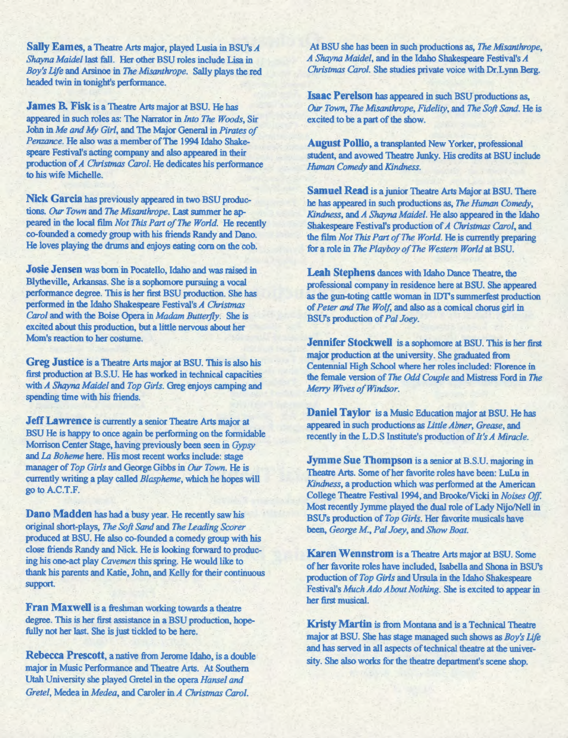**Sally Eames**, a Theatre Arts major, played Lusia in BSU's *A Shayna Maidel* last fall. Her other BSU roles include Lisa in *Boy's Life* and Arsinoe in *The Misanthrope*. Sally plays the red headed twin in tonight's performance.

**James B. Fisk** is a Theatre Arts major at BSU. He has appeared in such roles as: The Narrator in *Into The Woods*, Sir John in *Me and My Girl*, and The Major General in *Pirates of Penzance*. He also was a member of The 1994 Idaho Shakespeare Festival's acting company and also appeared in their production of *A Christmas Carol*. He dedicates his performance to his wife Michelle.

**Nick Garcia** has previously appeared in two BSU productions. *Our Town* and *The Misanthrope*. Last summer he appeared in the local film *Not This Part of The World*. He recently co-founded a comedy group with his friends Randy and Dano. He loves playing the drums and enjoys eating corn on the cob.

**Josie Jensen** was born in Pocatello, Idaho and was raised in Blytheville, Arkansas. She is a sophomore pursuing a vocal performance degree. This is her first BSU production. She has performed in the Idaho Shakespeare Festival's *A Christmas Carol* and with the Boise Opera in *Madam Butterfly*. She is excited about this production, but a little nervous about her Mom's reaction to her costume.

**Greg Justice** is a Theatre Arts major at BSU. This is also his first production at B.S.U. He has worked in technical capacities with *A Shayna Maidel* and *Top Girls*. Greg enjoys camping and spending time with his friends.

**Jeff Lawrence** is currently a senior Theatre Arts major at BSU He is happy to once again be performing on the formidable Morrison Center Stage, having previously been seen in *Gypsy* and *La Boheme* here. His most recent works include: stage manager of *Top Girls* and George Gibbs in *Our Town*. He is currently writing a play called *Blaspheme*, which he hopes will go to A.C.T.F.

**Dano Madden** has had a busy year. He recently saw his original short-plays, *The Soft Sand* and *The Leading Scorer* produced at BSU. He also co-founded a comedy group with his close friends Randy and Nick. He is looking forward to producing his one-act play *Cavemen* this spring. He would like to thank his parents and Katie, John, and Kelly for their continuous support.

**Fran Maxwell** is a freshman working towards a theatre degree. This is her first assistance in a BSU production, hopefully not her last. She is just tickled to be here.

**Rebecca Prescott**, a native from Jerome Idaho, is a double major in Music Performance and Theatre Arts. At Southern Utah University she played Gretel in the opera *Hansel and Gretel*, Medea in *Medea*, and Caroler in *A Christmas Carol*. At BSU she has been in such productions as, *The Misanthrope*, *A Shayna Maidel*, and in the Idaho Shakespeare Festival's *A Christmas Carol*. She studies private voice with Dr.Lynn Berg.

**Isaac Perelson** has appeared in such BSU productions as, *Our Town*, *The Misanthrope*, *Fidelity*, and *The Soft Sand*. He is excited to be a part of the show.

**August Pollio**, a transplanted New Yorker, professional student, and avowed Theatre Junky. His credits at BSU include *Human Comedy* and *Kindness*.

**Samuel Read** is a junior Theatre Arts Major at BSU. There he has appeared in such productions as, *The Human Comedy*, *Kindness*, and *A Shayna Maidel*. He also appeared in the Idaho Shakespeare Festival's production of *A Christmas Carol*, and the film *Not This Part of The World*. He is currently preparing for a role in *The Playboy of The Western World* at BSU.

**Leah Stephens** dances with Idaho Dance Theatre, the professional company in residence here at BSU. She appeared as the gun-toting cattle woman in IDT's summerfest production of *Peter and The Wolf*, and also as a comical chorus girl in BSU's production of *Pal Joey*.

**Jennifer Stockwell** is a sophomore at BSU. This is her first major production at the university. She graduated from Centennial High School where her roles included: Florence in the female version of *The Odd Couple* and Mistress Ford in *The Merry Wives of Windsor*.

**Daniel Taylor** is a Music Education major at BSU. He has appeared in such productions as *Little Abner*, *Grease*, and recently in the L.D.S Institute's production of *It's A Miracle*.

**Jymme Sue Thompson** is a senior at B.S.U. majoring in Theatre Arts. Some of her favorite roles have been: LuLu in *Kindness*, a production which was performed at the American College Theatre Festival 1994, and Brooke/Vicki in *Noises Off*. Most recently Jymme played the dual role of Lady Nijo/Nell in BSU's production of *Top Girls*. Her favorite musicals have been, *George M.*, *Pal Joey*, and *Show Boat*.

**Karen Wennstrom** is a Theatre Arts major at BSU. Some of her favorite roles have included, Isabella and Shona in BSU's production of *Top Girls* and Ursula in the Idaho Shakespeare Festival's *Much Ado About Nothing*. She is excited to appear in her first musical.

**Kristy Martin** is from Montana and is a Technical Theatre major at BSU. She has stage managed such shows as *Boy's Life* and has served in all aspects of technical theatre at the university. She also works for the theatre department's scene shop.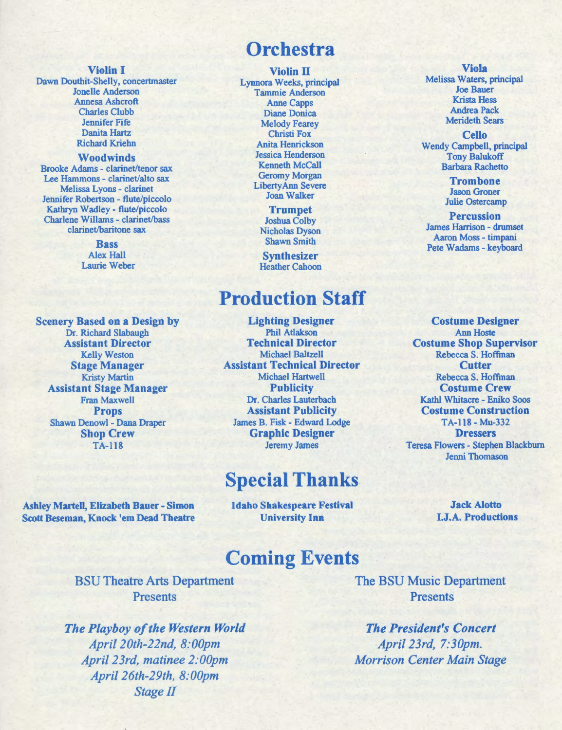# Orchestra

### Violin I
Dawn Douthit-Shelly, concertmaster
Jonelle Anderson
Annesa Ashcroft
Charles Clubb
Jennifer Fife
Danita Hartz
Richard Kriehn

### Woodwinds
Brooke Adams - clarinet/tenor sax
Lee Hammons - clarinet/alto sax
Melissa Lyons - clarinet
Jennifer Robertson - flute/piccolo
Kathryn Wadley - flute/piccolo
Charlene Willams - clarinet/bass clarinet/baritone sax

### Bass
Alex Hall
Laurie Weber

### Violin II
Lynnora Weeks, principal
Tammie Anderson
Anne Capps
Diane Donica
Melody Fearey
Christi Fox
Anita Henrickson
Jessica Henderson
Kenneth McCall
Geromy Morgan
LibertyAnn Severe
Joan Walker

### Trumpet
Joshua Colby
Nicholas Dyson
Shawn Smith

### Synthesizer
Heather Cahoon

### Viola
Melissa Waters, principal
Joe Bauer
Krista Hess
Andrea Pack
Merideth Sears

### Cello
Wendy Campbell, principal
Tony Balukoff
Barbara Rachetto

### Trombone
Jason Groner
Julie Ostercamp

### Percussion
James Harrison - drumset
Aaron Moss - timpani
Pete Wadams - keyboard

# Production Staff

**Scenery Based on a Design by**
Dr. Richard Slabaugh

**Assistant Director**
Kelly Weston

**Stage Manager**
Kristy Martin

**Assistant Stage Manager**
Fran Maxwell

**Props**
Shawn Denowl - Dana Draper

**Shop Crew**
TA-118

**Lighting Designer**
Phil Atlakson

**Technical Director**
Michael Baltzell

**Assistant Technical Director**
Michael Hartwell

**Publicity**
Dr. Charles Lauterbach

**Assistant Publicity**
James B. Fisk - Edward Lodge

**Graphic Designer**
Jeremy James

**Costume Designer**
Ann Hoste

**Costume Shop Supervisor**
Rebecca S. Hoffman

**Cutter**
Rebecca S. Hoffman

**Costume Crew**
Kathl Whitacre - Eniko Soos

**Costume Construction**
TA-118 - Mu-332

**Dressers**
Teresa Flowers - Stephen Blackburn
Jenni Thomason

# Special Thanks

**Ashley Martell, Elizabeth Bauer - Simon**
**Scott Beseman, Knock 'em Dead Theatre**

**Idaho Shakespeare Festival**
**University Inn**

**Jack Alotto**
**I.J.A. Productions**

# Coming Events

BSU Theatre Arts Department
Presents

***The Playboy of the Western World***
*April 20th-22nd, 8:00pm*
*April 23rd, matinee 2:00pm*
*April 26th-29th, 8:00pm*
*Stage II*

The BSU Music Department
Presents

***The President's Concert***
*April 23rd, 7:30pm.*
*Morrison Center Main Stage*